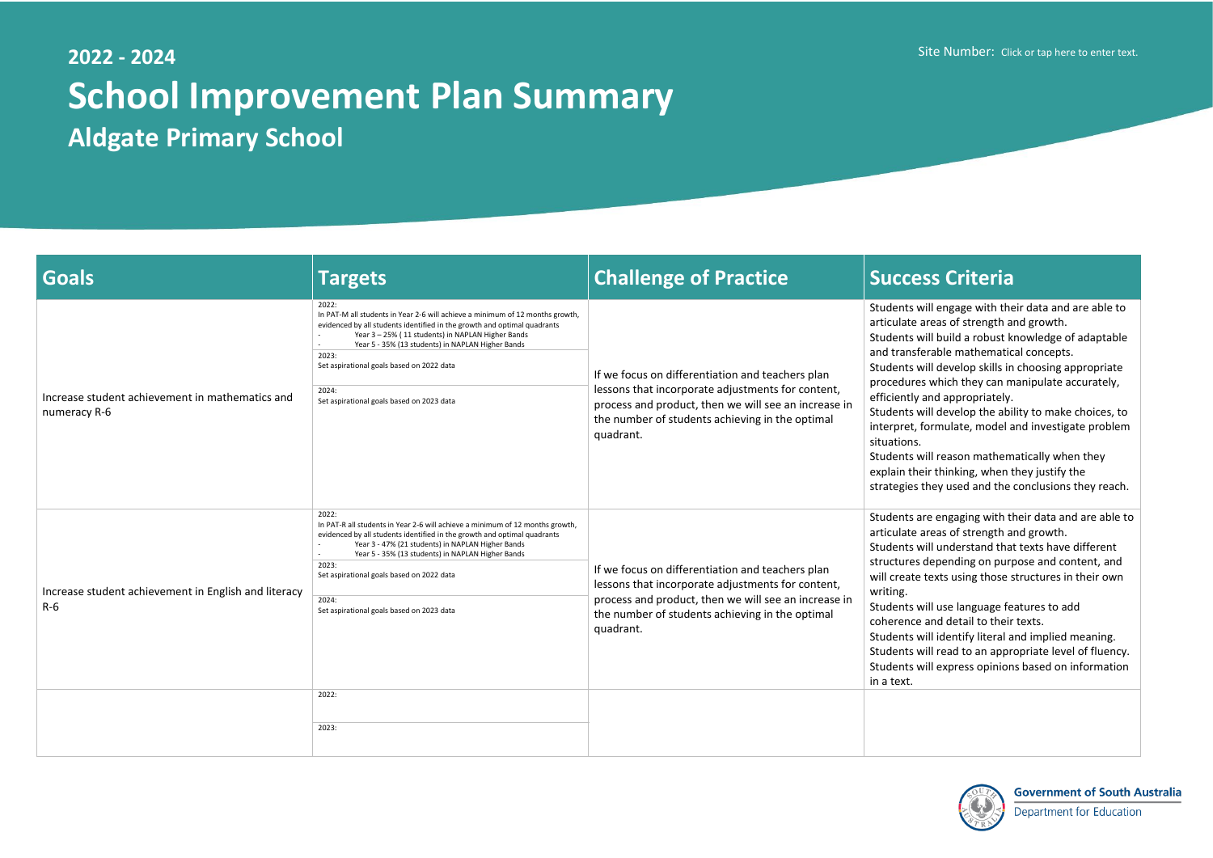## 2022 - 2024

# School Improvement Plan Summary

## Aldgate Primary School

Site Number: Click or tap here to enter text.

| Goals | Targets | Challenge of Practice | Success Criteria |
|---|---|---|---|
| Increase student achievement in mathematics and numeracy R-6 | 2022:<br>In PAT-M all students in Year 2-6 will achieve a minimum of 12 months growth, evidenced by all students identified in the growth and optimal quadrants<br>- Year 3 – 25% ( 11 students) in NAPLAN Higher Bands<br>- Year 5 - 35% (13 students) in NAPLAN Higher Bands<br>2023:<br>Set aspirational goals based on 2022 data<br>2024:<br>Set aspirational goals based on 2023 data | If we focus on differentiation and teachers plan lessons that incorporate adjustments for content, process and product, then we will see an increase in the number of students achieving in the optimal quadrant. | Students will engage with their data and are able to articulate areas of strength and growth.<br>Students will build a robust knowledge of adaptable and transferable mathematical concepts.<br>Students will develop skills in choosing appropriate procedures which they can manipulate accurately, efficiently and appropriately.<br>Students will develop the ability to make choices, to interpret, formulate, model and investigate problem situations.<br>Students will reason mathematically when they explain their thinking, when they justify the strategies they used and the conclusions they reach. |
| Increase student achievement in English and literacy R-6 | 2022:<br>In PAT-R all students in Year 2-6 will achieve a minimum of 12 months growth, evidenced by all students identified in the growth and optimal quadrants<br>- Year 3 - 47% (21 students) in NAPLAN Higher Bands<br>- Year 5 - 35% (13 students) in NAPLAN Higher Bands<br>2023:<br>Set aspirational goals based on 2022 data<br>2024:<br>Set aspirational goals based on 2023 data | If we focus on differentiation and teachers plan lessons that incorporate adjustments for content, process and product, then we will see an increase in the number of students achieving in the optimal quadrant. | Students are engaging with their data and are able to articulate areas of strength and growth.<br>Students will understand that texts have different structures depending on purpose and content, and will create texts using those structures in their own writing.<br>Students will use language features to add coherence and detail to their texts.<br>Students will identify literal and implied meaning.<br>Students will read to an appropriate level of fluency.<br>Students will express opinions based on information in a text. |
| | 2022:<br>2023: | | |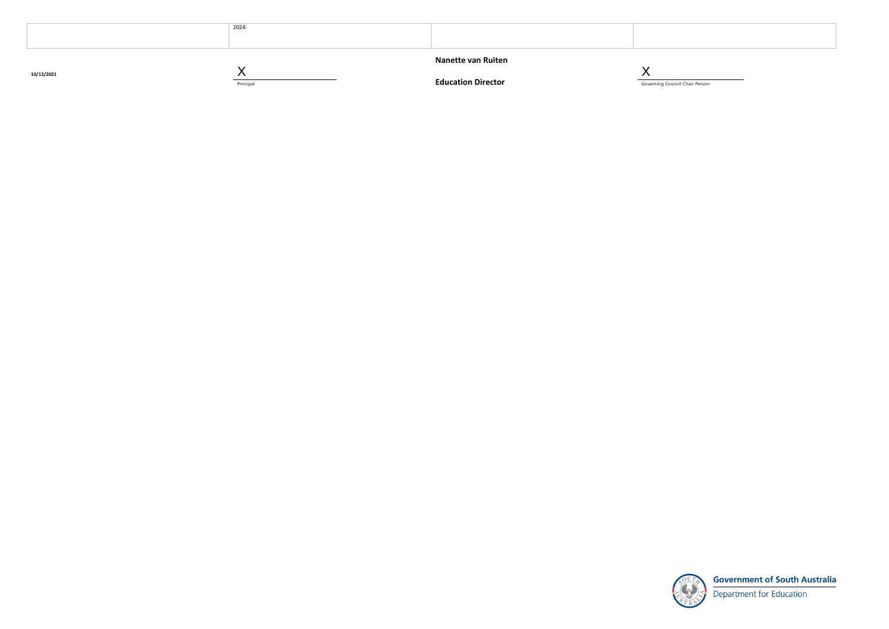| | | | |
|---|---|---|---|
| | 2024: | | |

**Nanette van Ruiten**

**10/12/2021**

X
Principal

**Education Director**

X
Governing Council Chair Person

Government of South Australia
Department for Education